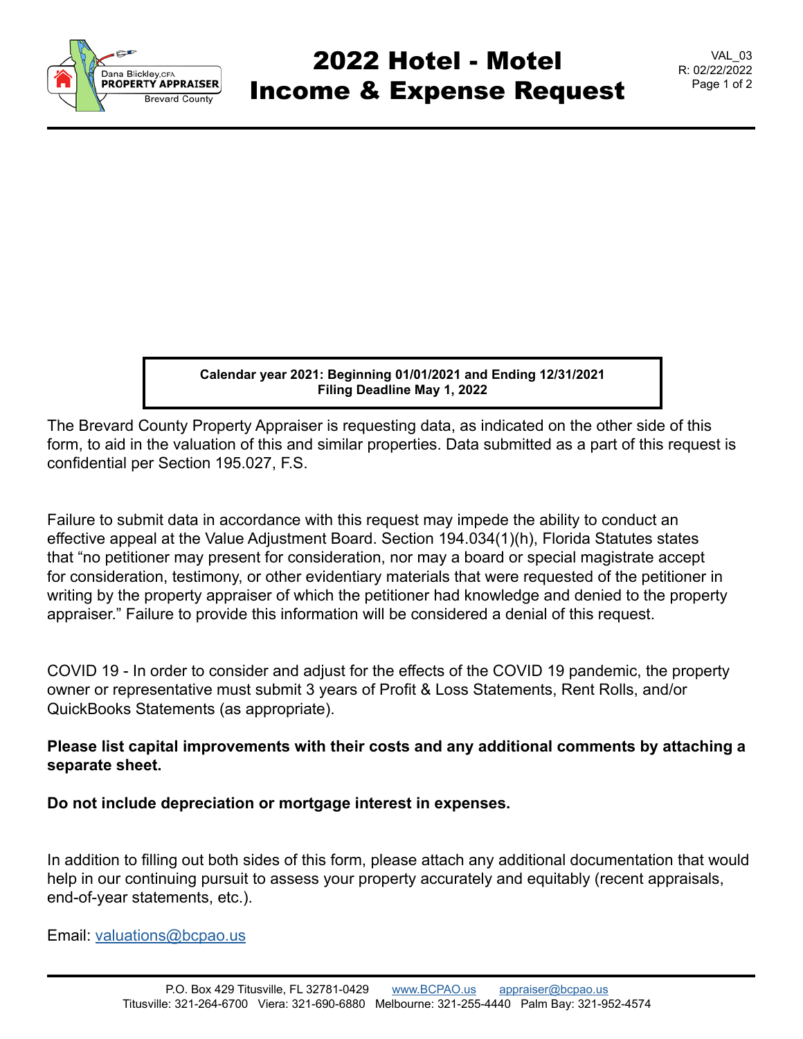# 2022 Hotel - Motel Income & Expense Request

VAL_03
R: 02/22/2022

**Calendar year 2021: Beginning 01/01/2021 and Ending 12/31/2021**
**Filing Deadline May 1, 2022**

The Brevard County Property Appraiser is requesting data, as indicated on the other side of this form, to aid in the valuation of this and similar properties. Data submitted as a part of this request is confidential per Section 195.027, F.S.

Failure to submit data in accordance with this request may impede the ability to conduct an effective appeal at the Value Adjustment Board. Section 194.034(1)(h), Florida Statutes states that "no petitioner may present for consideration, nor may a board or special magistrate accept for consideration, testimony, or other evidentiary materials that were requested of the petitioner in writing by the property appraiser of which the petitioner had knowledge and denied to the property appraiser." Failure to provide this information will be considered a denial of this request.

COVID 19 - In order to consider and adjust for the effects of the COVID 19 pandemic, the property owner or representative must submit 3 years of Profit & Loss Statements, Rent Rolls, and/or QuickBooks Statements (as appropriate).

**Please list capital improvements with their costs and any additional comments by attaching a separate sheet.**

**Do not include depreciation or mortgage interest in expenses.**

In addition to filling out both sides of this form, please attach any additional documentation that would help in our continuing pursuit to assess your property accurately and equitably (recent appraisals, end-of-year statements, etc.).

Email: valuations@bcpao.us

P.O. Box 429 Titusville, FL 32781-0429 www.BCPAO.us appraiser@bcpao.us
Titusville: 321-264-6700 Viera: 321-690-6880 Melbourne: 321-255-4440 Palm Bay: 321-952-4574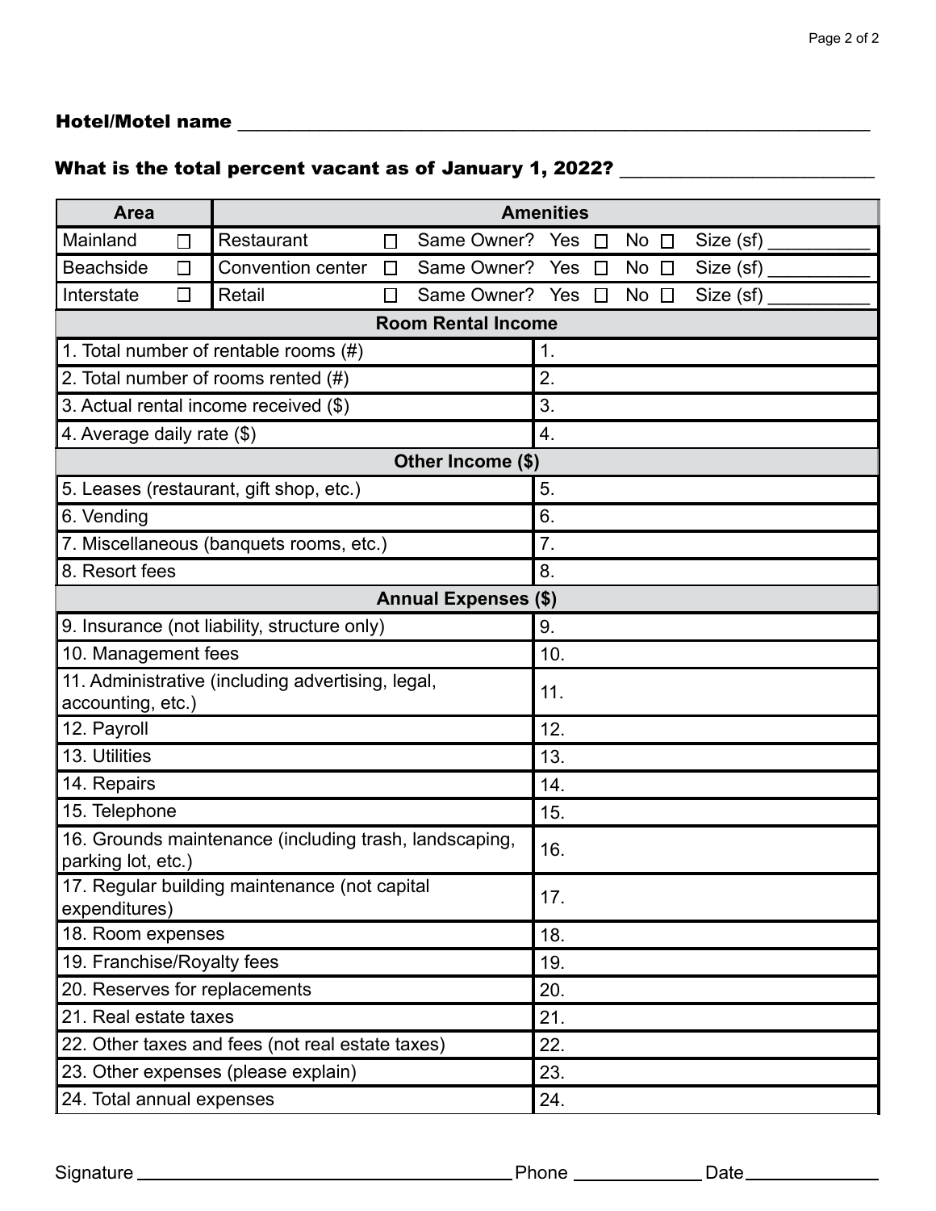**Hotel/Motel name** ____________________________________________________________

**What is the total percent vacant as of January 1, 2022?** ______________________

| Area | | Amenities | | | | |
|---|---|---|---|---|---|---|
| Mainland | ☐ | Restaurant | ☐ | Same Owner? Yes ☐ | No ☐ | Size (sf) __________ |
| Beachside | ☐ | Convention center | ☐ | Same Owner? Yes ☐ | No ☐ | Size (sf) __________ |
| Interstate | ☐ | Retail | ☐ | Same Owner? Yes ☐ | No ☐ | Size (sf) __________ |

| **Room Rental Income** | |
|---|---|
| 1. Total number of rentable rooms (#) | 1. |
| 2. Total number of rooms rented (#) | 2. |
| 3. Actual rental income received ($) | 3. |
| 4. Average daily rate ($) | 4. |
| **Other Income ($)** | |
| 5. Leases (restaurant, gift shop, etc.) | 5. |
| 6. Vending | 6. |
| 7. Miscellaneous (banquets rooms, etc.) | 7. |
| 8. Resort fees | 8. |
| **Annual Expenses ($)** | |
| 9. Insurance (not liability, structure only) | 9. |
| 10. Management fees | 10. |
| 11. Administrative (including advertising, legal, accounting, etc.) | 11. |
| 12. Payroll | 12. |
| 13. Utilities | 13. |
| 14. Repairs | 14. |
| 15. Telephone | 15. |
| 16. Grounds maintenance (including trash, landscaping, parking lot, etc.) | 16. |
| 17. Regular building maintenance (not capital expenditures) | 17. |
| 18. Room expenses | 18. |
| 19. Franchise/Royalty fees | 19. |
| 20. Reserves for replacements | 20. |
| 21. Real estate taxes | 21. |
| 22. Other taxes and fees (not real estate taxes) | 22. |
| 23. Other expenses (please explain) | 23. |
| 24. Total annual expenses | 24. |

Signature ______________________________ Phone ____________ Date ____________